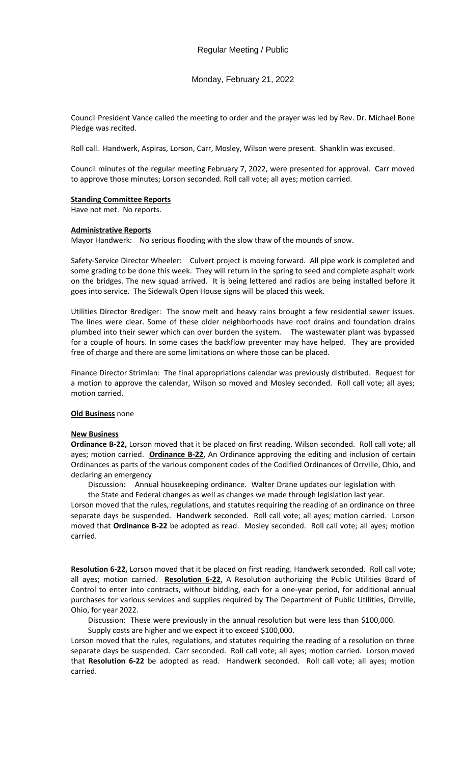Regular Meeting / Public

Monday, February 21, 2022

Council President Vance called the meeting to order and the prayer was led by Rev. Dr. Michael Bone Pledge was recited.

Roll call. Handwerk, Aspiras, Lorson, Carr, Mosley, Wilson were present. Shanklin was excused.

Council minutes of the regular meeting February 7, 2022, were presented for approval. Carr moved to approve those minutes; Lorson seconded. Roll call vote; all ayes; motion carried.

**Standing Committee Reports**

Have not met. No reports.

**Administrative Reports**

Mayor Handwerk: No serious flooding with the slow thaw of the mounds of snow.

Safety-Service Director Wheeler: Culvert project is moving forward. All pipe work is completed and some grading to be done this week. They will return in the spring to seed and complete asphalt work on the bridges. The new squad arrived. It is being lettered and radios are being installed before it goes into service. The Sidewalk Open House signs will be placed this week.

Utilities Director Brediger: The snow melt and heavy rains brought a few residential sewer issues. The lines were clear. Some of these older neighborhoods have roof drains and foundation drains plumbed into their sewer which can over burden the system. The wastewater plant was bypassed for a couple of hours. In some cases the backflow preventer may have helped. They are provided free of charge and there are some limitations on where those can be placed.

Finance Director Strimlan: The final appropriations calendar was previously distributed. Request for a motion to approve the calendar, Wilson so moved and Mosley seconded. Roll call vote; all ayes; motion carried.

**Old Business** none

**New Business**

**Ordinance B-22,** Lorson moved that it be placed on first reading. Wilson seconded. Roll call vote; all ayes; motion carried. **Ordinance B-22**, An Ordinance approving the editing and inclusion of certain Ordinances as parts of the various component codes of the Codified Ordinances of Orrville, Ohio, and declaring an emergency

Discussion: Annual housekeeping ordinance. Walter Drane updates our legislation with the State and Federal changes as well as changes we made through legislation last year.

Lorson moved that the rules, regulations, and statutes requiring the reading of an ordinance on three separate days be suspended. Handwerk seconded. Roll call vote; all ayes; motion carried. Lorson moved that **Ordinance B-22** be adopted as read. Mosley seconded. Roll call vote; all ayes; motion carried.

**Resolution 6-22,** Lorson moved that it be placed on first reading. Handwerk seconded. Roll call vote; all ayes; motion carried. **Resolution 6-22**, A Resolution authorizing the Public Utilities Board of Control to enter into contracts, without bidding, each for a one-year period, for additional annual purchases for various services and supplies required by The Department of Public Utilities, Orrville, Ohio, for year 2022.

Discussion: These were previously in the annual resolution but were less than $100,000. Supply costs are higher and we expect it to exceed $100,000.

Lorson moved that the rules, regulations, and statutes requiring the reading of a resolution on three separate days be suspended. Carr seconded. Roll call vote; all ayes; motion carried. Lorson moved that **Resolution 6-22** be adopted as read. Handwerk seconded. Roll call vote; all ayes; motion carried.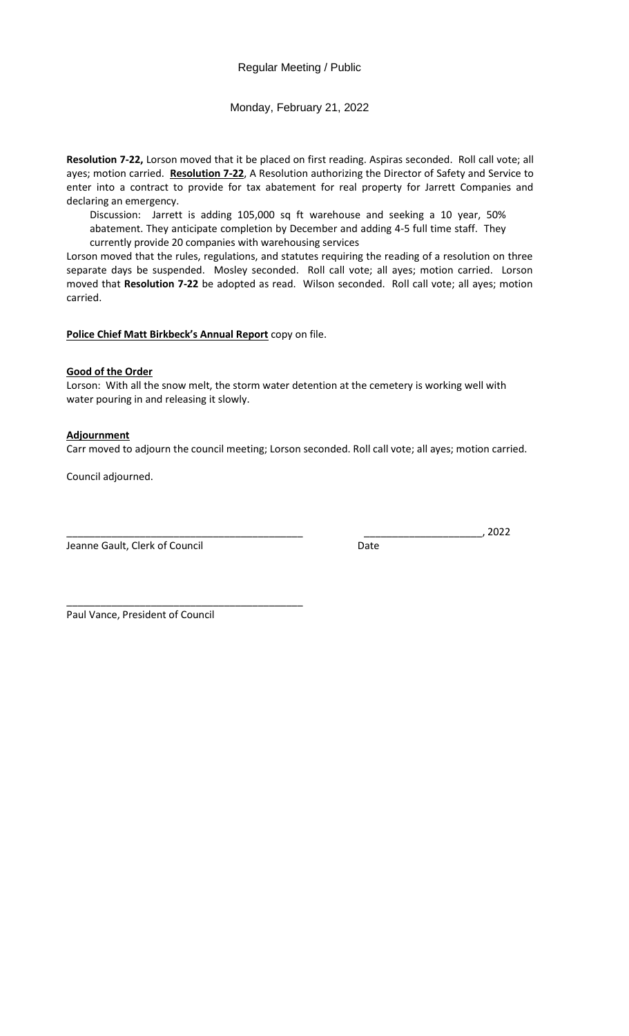Regular Meeting / Public

Monday, February 21, 2022

**Resolution 7-22,** Lorson moved that it be placed on first reading. Aspiras seconded. Roll call vote; all ayes; motion carried. **Resolution 7-22**, A Resolution authorizing the Director of Safety and Service to enter into a contract to provide for tax abatement for real property for Jarrett Companies and declaring an emergency.

Discussion: Jarrett is adding 105,000 sq ft warehouse and seeking a 10 year, 50% abatement. They anticipate completion by December and adding 4-5 full time staff. They currently provide 20 companies with warehousing services

Lorson moved that the rules, regulations, and statutes requiring the reading of a resolution on three separate days be suspended. Mosley seconded. Roll call vote; all ayes; motion carried. Lorson moved that **Resolution 7-22** be adopted as read. Wilson seconded. Roll call vote; all ayes; motion carried.

**Police Chief Matt Birkbeck's Annual Report** copy on file.

**Good of the Order**

Lorson: With all the snow melt, the storm water detention at the cemetery is working well with water pouring in and releasing it slowly.

**Adjournment**

Carr moved to adjourn the council meeting; Lorson seconded. Roll call vote; all ayes; motion carried.

Council adjourned.

___________________________________________ _____________________, 2022

Jeanne Gault, Clerk of Council Date

___________________________________________

Paul Vance, President of Council